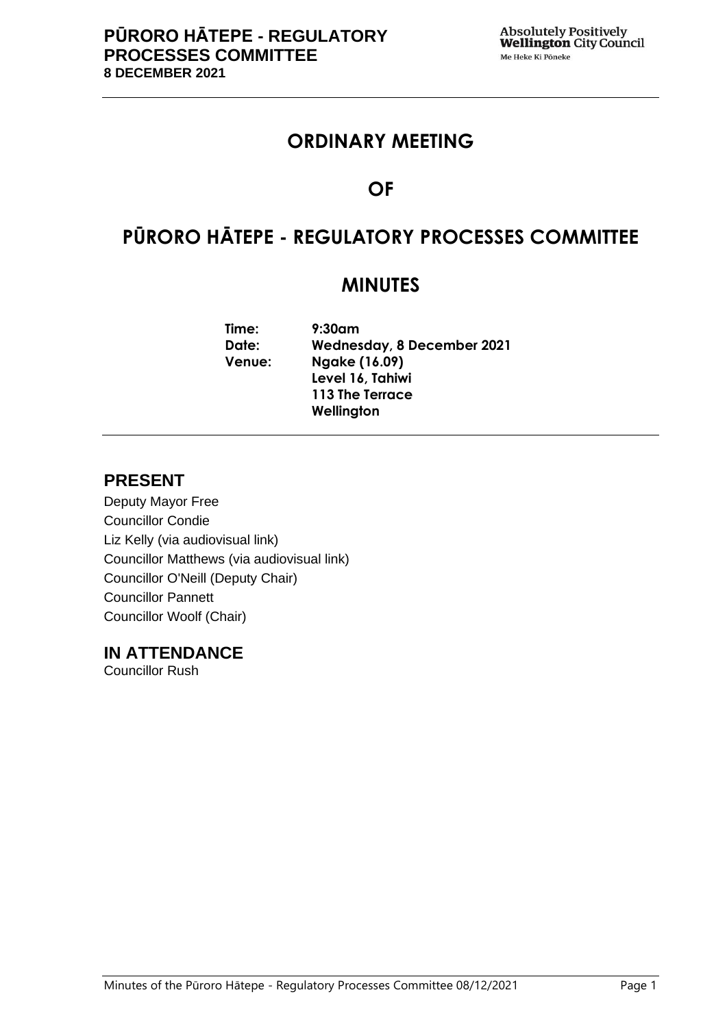# ORDINARY MEETING

# OF

# PŪRORO HĀTEPE - REGULATORY PROCESSES COMMITTEE

# MINUTES

| | |
|---|---|
| **Time:** | **9:30am** |
| **Date:** | **Wednesday, 8 December 2021** |
| **Venue:** | **Ngake (16.09)**<br>**Level 16, Tahiwi**<br>**113 The Terrace**<br>**Wellington** |

## PRESENT

Deputy Mayor Free
Councillor Condie
Liz Kelly (via audiovisual link)
Councillor Matthews (via audiovisual link)
Councillor O'Neill (Deputy Chair)
Councillor Pannett
Councillor Woolf (Chair)

## IN ATTENDANCE

Councillor Rush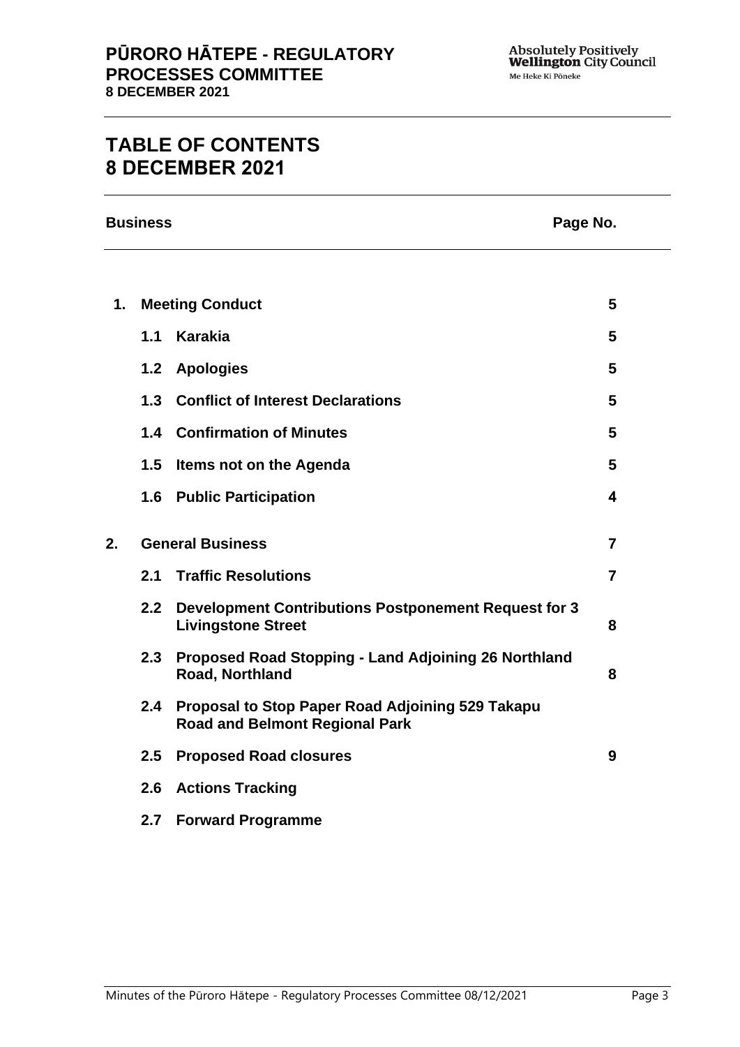# TABLE OF CONTENTS
# 8 DECEMBER 2021

| | | Business | Page No. |
|---|---|---|---|
| **1.** | | **Meeting Conduct** | **5** |
| | **1.1** | **Karakia** | **5** |
| | **1.2** | **Apologies** | **5** |
| | **1.3** | **Conflict of Interest Declarations** | **5** |
| | **1.4** | **Confirmation of Minutes** | **5** |
| | **1.5** | **Items not on the Agenda** | **5** |
| | **1.6** | **Public Participation** | **4** |
| **2.** | | **General Business** | **7** |
| | **2.1** | **Traffic Resolutions** | **7** |
| | **2.2** | **Development Contributions Postponement Request for 3 Livingstone Street** | **8** |
| | **2.3** | **Proposed Road Stopping - Land Adjoining 26 Northland Road, Northland** | **8** |
| | **2.4** | **Proposal to Stop Paper Road Adjoining 529 Takapu Road and Belmont Regional Park** | |
| | **2.5** | **Proposed Road closures** | **9** |
| | **2.6** | **Actions Tracking** | |
| | **2.7** | **Forward Programme** | |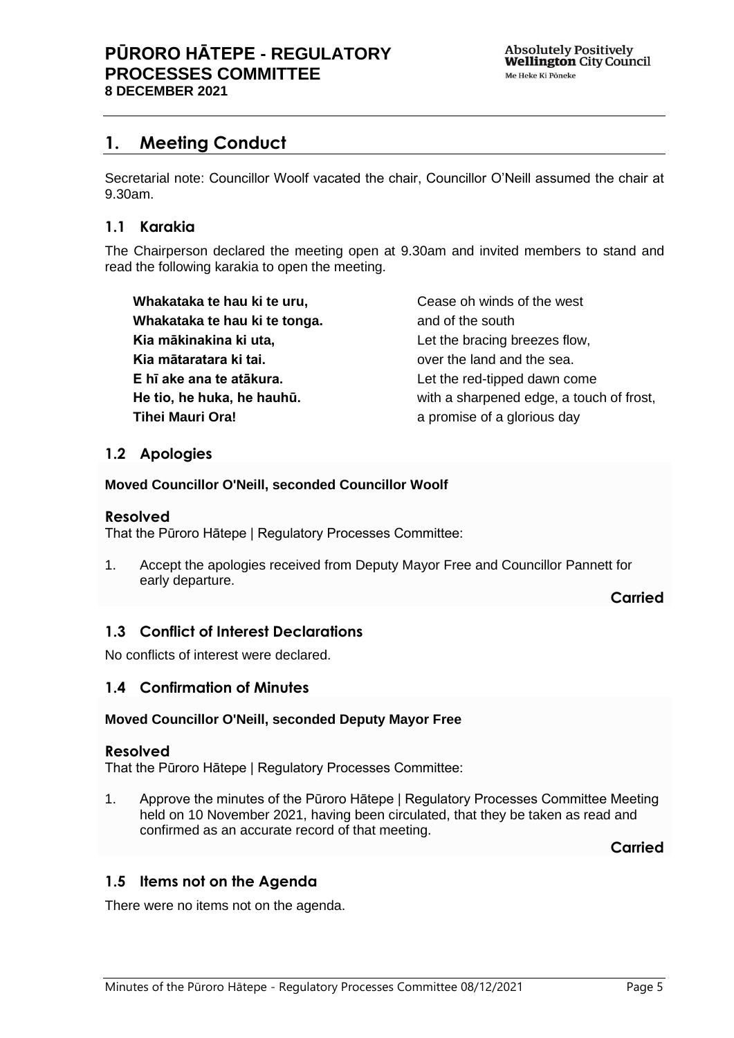# 1. Meeting Conduct

Secretarial note: Councillor Woolf vacated the chair, Councillor O'Neill assumed the chair at 9.30am.

## 1.1 Karakia

The Chairperson declared the meeting open at 9.30am and invited members to stand and read the following karakia to open the meeting.

| | |
|---|---|
| **Whakataka te hau ki te uru,** | Cease oh winds of the west |
| **Whakataka te hau ki te tonga.** | and of the south |
| **Kia mākinakina ki uta,** | Let the bracing breezes flow, |
| **Kia mātaratara ki tai.** | over the land and the sea. |
| **E hī ake ana te atākura.** | Let the red-tipped dawn come |
| **He tio, he huka, he hauhū.** | with a sharpened edge, a touch of frost, |
| **Tihei Mauri Ora!** | a promise of a glorious day |

## 1.2 Apologies

**Moved Councillor O'Neill, seconded Councillor Woolf**

### Resolved

That the Pūroro Hātepe | Regulatory Processes Committee:

1. Accept the apologies received from Deputy Mayor Free and Councillor Pannett for early departure.

**Carried**

## 1.3 Conflict of Interest Declarations

No conflicts of interest were declared.

## 1.4 Confirmation of Minutes

**Moved Councillor O'Neill, seconded Deputy Mayor Free**

### Resolved

That the Pūroro Hātepe | Regulatory Processes Committee:

1. Approve the minutes of the Pūroro Hātepe | Regulatory Processes Committee Meeting held on 10 November 2021, having been circulated, that they be taken as read and confirmed as an accurate record of that meeting.

**Carried**

## 1.5 Items not on the Agenda

There were no items not on the agenda.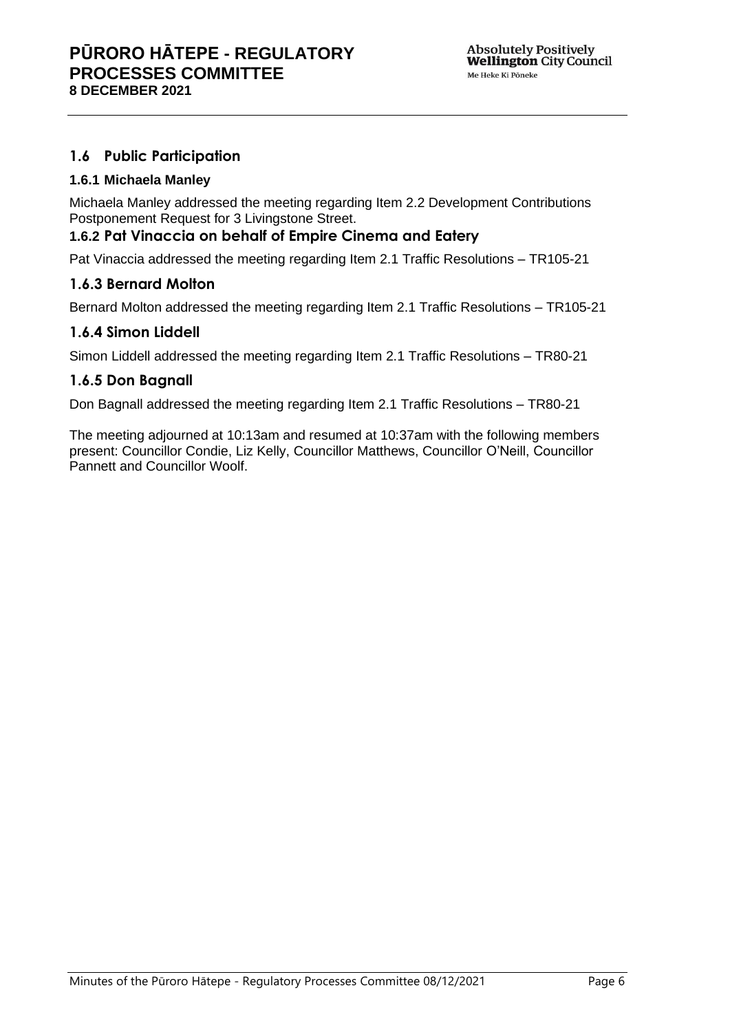## 1.6 Public Participation

### 1.6.1 Michaela Manley

Michaela Manley addressed the meeting regarding Item 2.2 Development Contributions Postponement Request for 3 Livingstone Street.

### 1.6.2 Pat Vinaccia on behalf of Empire Cinema and Eatery

Pat Vinaccia addressed the meeting regarding Item 2.1 Traffic Resolutions – TR105-21

### 1.6.3 Bernard Molton

Bernard Molton addressed the meeting regarding Item 2.1 Traffic Resolutions – TR105-21

### 1.6.4 Simon Liddell

Simon Liddell addressed the meeting regarding Item 2.1 Traffic Resolutions – TR80-21

### 1.6.5 Don Bagnall

Don Bagnall addressed the meeting regarding Item 2.1 Traffic Resolutions – TR80-21

The meeting adjourned at 10:13am and resumed at 10:37am with the following members present: Councillor Condie, Liz Kelly, Councillor Matthews, Councillor O'Neill, Councillor Pannett and Councillor Woolf.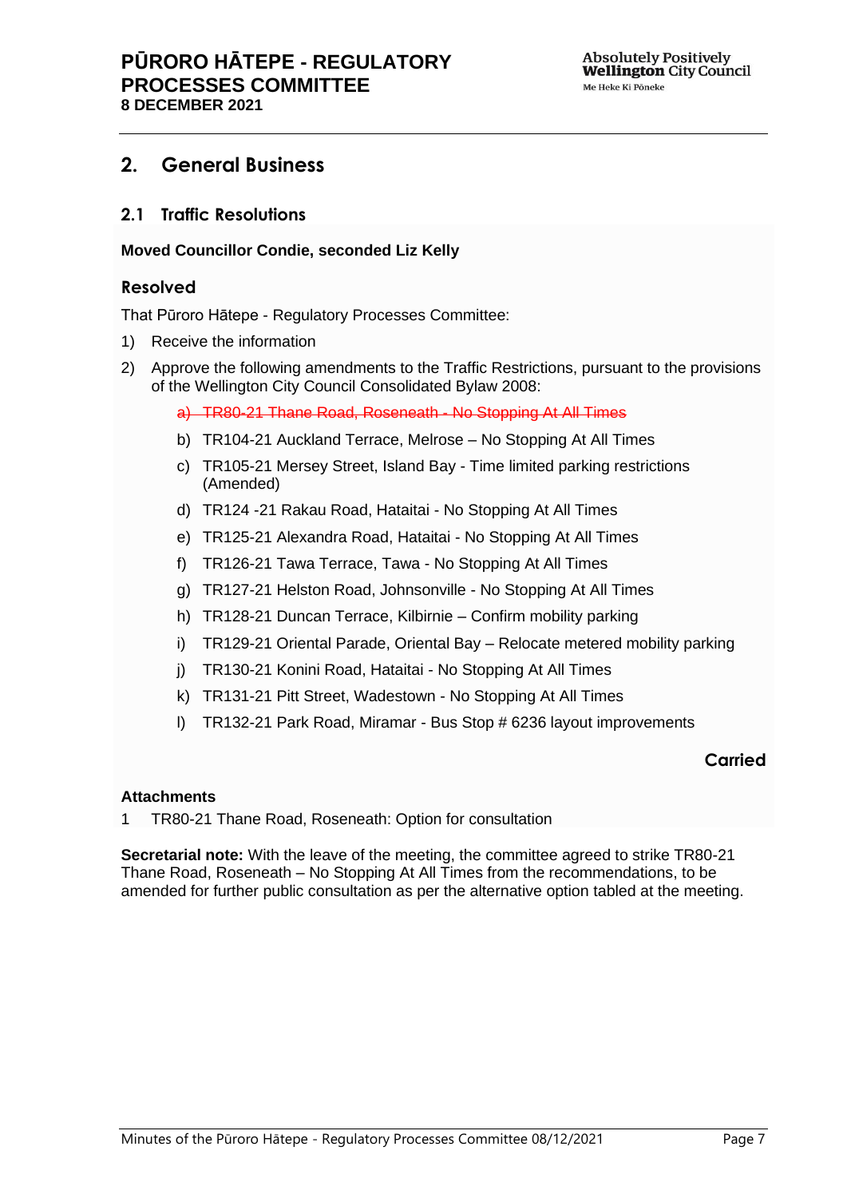## 2. General Business

### 2.1 Traffic Resolutions

**Moved Councillor Condie, seconded Liz Kelly**

### Resolved

That Pūroro Hātepe - Regulatory Processes Committee:

1) Receive the information

2) Approve the following amendments to the Traffic Restrictions, pursuant to the provisions of the Wellington City Council Consolidated Bylaw 2008:

   a) ~~TR80-21 Thane Road, Roseneath - No Stopping At All Times~~

   b) TR104-21 Auckland Terrace, Melrose – No Stopping At All Times

   c) TR105-21 Mersey Street, Island Bay - Time limited parking restrictions (Amended)

   d) TR124 -21 Rakau Road, Hataitai - No Stopping At All Times

   e) TR125-21 Alexandra Road, Hataitai - No Stopping At All Times

   f) TR126-21 Tawa Terrace, Tawa - No Stopping At All Times

   g) TR127-21 Helston Road, Johnsonville - No Stopping At All Times

   h) TR128-21 Duncan Terrace, Kilbirnie – Confirm mobility parking

   i) TR129-21 Oriental Parade, Oriental Bay – Relocate metered mobility parking

   j) TR130-21 Konini Road, Hataitai - No Stopping At All Times

   k) TR131-21 Pitt Street, Wadestown - No Stopping At All Times

   l) TR132-21 Park Road, Miramar - Bus Stop # 6236 layout improvements

**Carried**

**Attachments**

1 TR80-21 Thane Road, Roseneath: Option for consultation

**Secretarial note:** With the leave of the meeting, the committee agreed to strike TR80-21 Thane Road, Roseneath – No Stopping At All Times from the recommendations, to be amended for further public consultation as per the alternative option tabled at the meeting.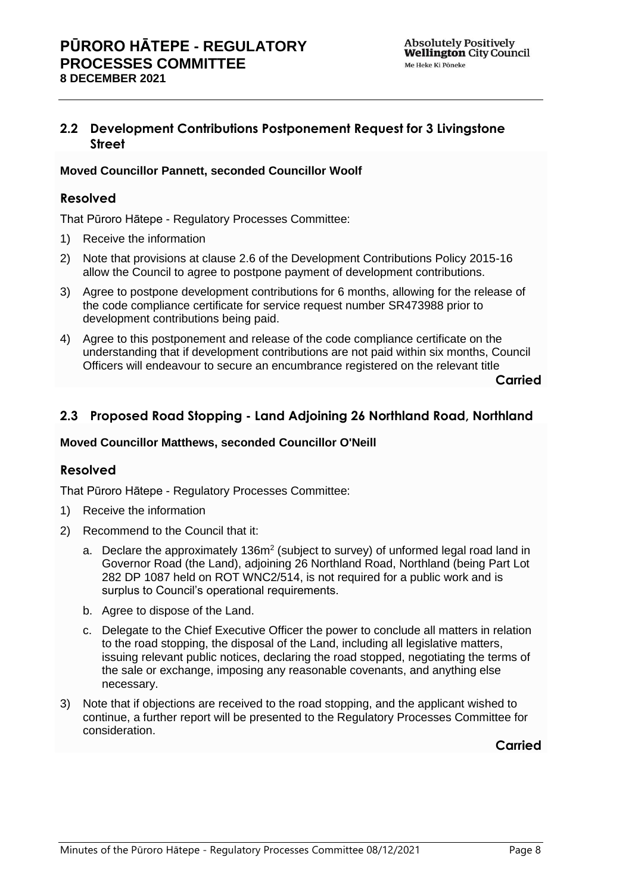## 2.2 Development Contributions Postponement Request for 3 Livingstone Street

**Moved Councillor Pannett, seconded Councillor Woolf**

### Resolved

That Pūroro Hātepe - Regulatory Processes Committee:

1) Receive the information
2) Note that provisions at clause 2.6 of the Development Contributions Policy 2015-16 allow the Council to agree to postpone payment of development contributions.
3) Agree to postpone development contributions for 6 months, allowing for the release of the code compliance certificate for service request number SR473988 prior to development contributions being paid.
4) Agree to this postponement and release of the code compliance certificate on the understanding that if development contributions are not paid within six months, Council Officers will endeavour to secure an encumbrance registered on the relevant title

**Carried**

## 2.3 Proposed Road Stopping - Land Adjoining 26 Northland Road, Northland

**Moved Councillor Matthews, seconded Councillor O'Neill**

### Resolved

That Pūroro Hātepe - Regulatory Processes Committee:

1) Receive the information
2) Recommend to the Council that it:
   a. Declare the approximately 136m$^2$ (subject to survey) of unformed legal road land in Governor Road (the Land), adjoining 26 Northland Road, Northland (being Part Lot 282 DP 1087 held on ROT WNC2/514, is not required for a public work and is surplus to Council's operational requirements.
   b. Agree to dispose of the Land.
   c. Delegate to the Chief Executive Officer the power to conclude all matters in relation to the road stopping, the disposal of the Land, including all legislative matters, issuing relevant public notices, declaring the road stopped, negotiating the terms of the sale or exchange, imposing any reasonable covenants, and anything else necessary.
3) Note that if objections are received to the road stopping, and the applicant wished to continue, a further report will be presented to the Regulatory Processes Committee for consideration.

**Carried**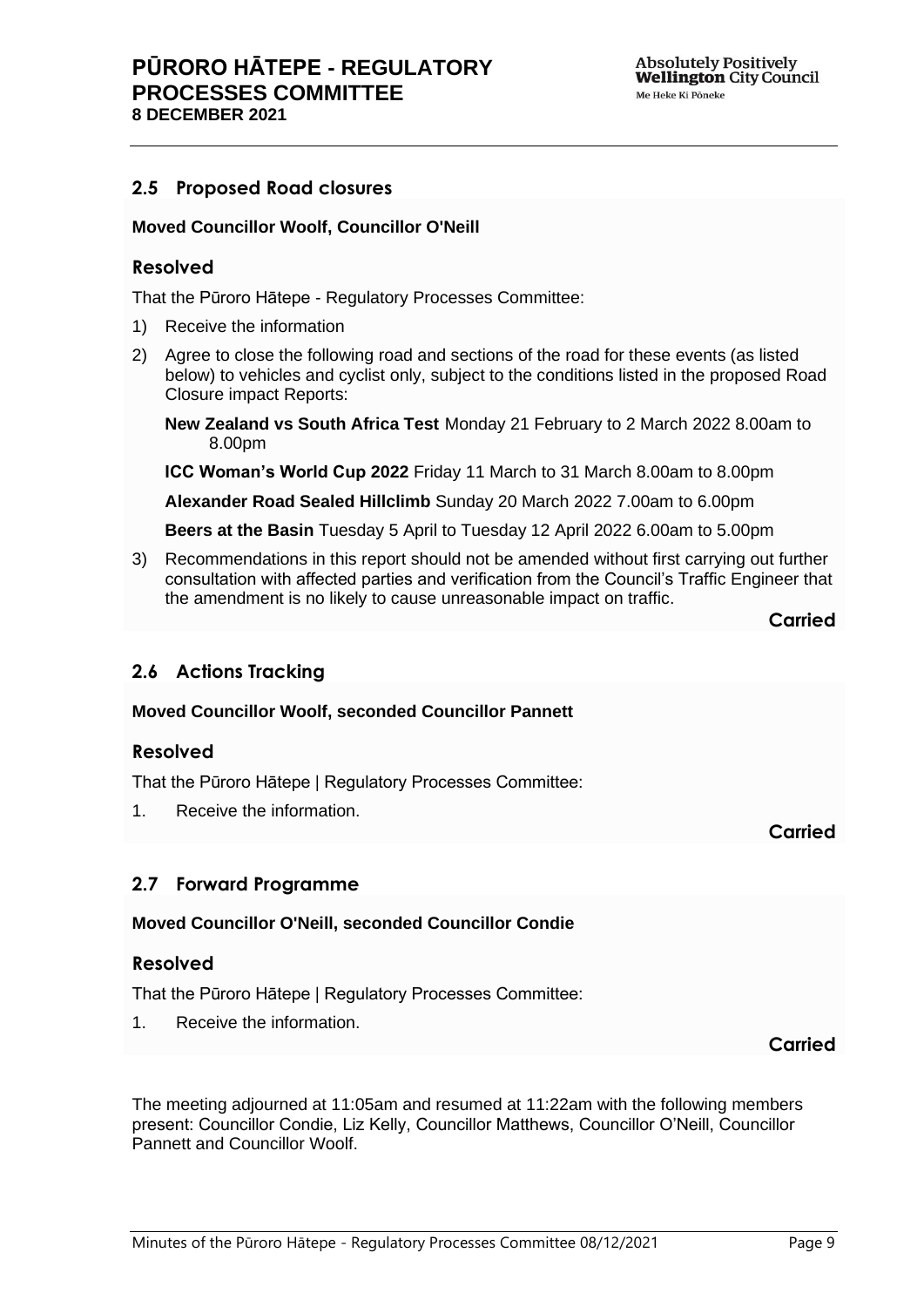## 2.5 Proposed Road closures

**Moved Councillor Woolf, Councillor O'Neill**

### Resolved

That the Pūroro Hātepe - Regulatory Processes Committee:

1) Receive the information
2) Agree to close the following road and sections of the road for these events (as listed below) to vehicles and cyclist only, subject to the conditions listed in the proposed Road Closure impact Reports:

   **New Zealand vs South Africa Test** Monday 21 February to 2 March 2022 8.00am to 8.00pm

   **ICC Woman's World Cup 2022** Friday 11 March to 31 March 8.00am to 8.00pm

   **Alexander Road Sealed Hillclimb** Sunday 20 March 2022 7.00am to 6.00pm

   **Beers at the Basin** Tuesday 5 April to Tuesday 12 April 2022 6.00am to 5.00pm

3) Recommendations in this report should not be amended without first carrying out further consultation with affected parties and verification from the Council's Traffic Engineer that the amendment is no likely to cause unreasonable impact on traffic.

**Carried**

## 2.6 Actions Tracking

**Moved Councillor Woolf, seconded Councillor Pannett**

### Resolved

That the Pūroro Hātepe | Regulatory Processes Committee:

1. Receive the information.

**Carried**

## 2.7 Forward Programme

**Moved Councillor O'Neill, seconded Councillor Condie**

### Resolved

That the Pūroro Hātepe | Regulatory Processes Committee:

1. Receive the information.

**Carried**

The meeting adjourned at 11:05am and resumed at 11:22am with the following members present: Councillor Condie, Liz Kelly, Councillor Matthews, Councillor O'Neill, Councillor Pannett and Councillor Woolf.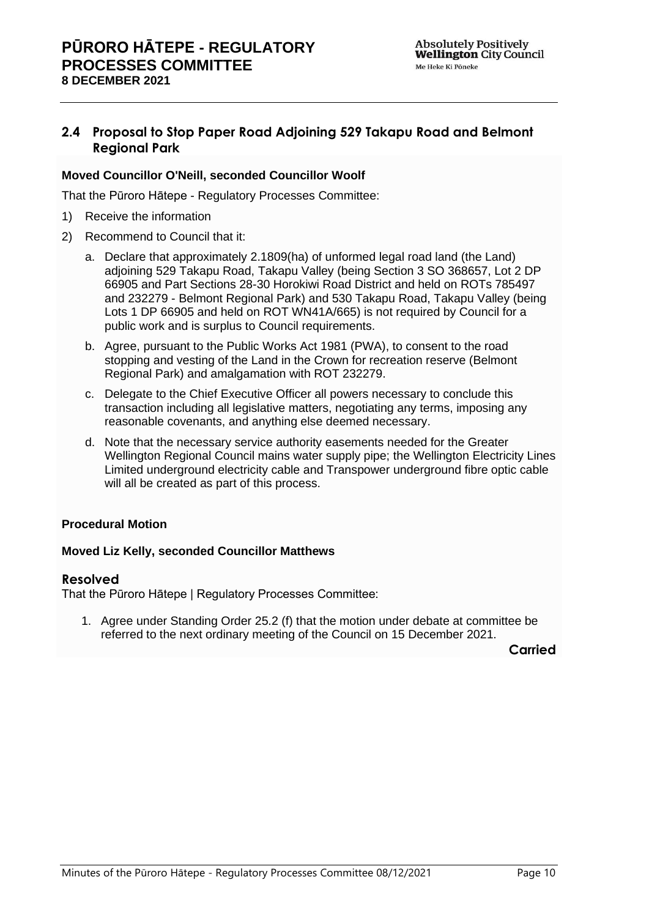## 2.4 Proposal to Stop Paper Road Adjoining 529 Takapu Road and Belmont Regional Park

**Moved Councillor O'Neill, seconded Councillor Woolf**

That the Pūroro Hātepe - Regulatory Processes Committee:

1) Receive the information
2) Recommend to Council that it:
   a. Declare that approximately 2.1809(ha) of unformed legal road land (the Land) adjoining 529 Takapu Road, Takapu Valley (being Section 3 SO 368657, Lot 2 DP 66905 and Part Sections 28-30 Horokiwi Road District and held on ROTs 785497 and 232279 - Belmont Regional Park) and 530 Takapu Road, Takapu Valley (being Lots 1 DP 66905 and held on ROT WN41A/665) is not required by Council for a public work and is surplus to Council requirements.
   b. Agree, pursuant to the Public Works Act 1981 (PWA), to consent to the road stopping and vesting of the Land in the Crown for recreation reserve (Belmont Regional Park) and amalgamation with ROT 232279.
   c. Delegate to the Chief Executive Officer all powers necessary to conclude this transaction including all legislative matters, negotiating any terms, imposing any reasonable covenants, and anything else deemed necessary.
   d. Note that the necessary service authority easements needed for the Greater Wellington Regional Council mains water supply pipe; the Wellington Electricity Lines Limited underground electricity cable and Transpower underground fibre optic cable will all be created as part of this process.

**Procedural Motion**

**Moved Liz Kelly, seconded Councillor Matthews**

### Resolved

That the Pūroro Hātepe | Regulatory Processes Committee:

1. Agree under Standing Order 25.2 (f) that the motion under debate at committee be referred to the next ordinary meeting of the Council on 15 December 2021.

**Carried**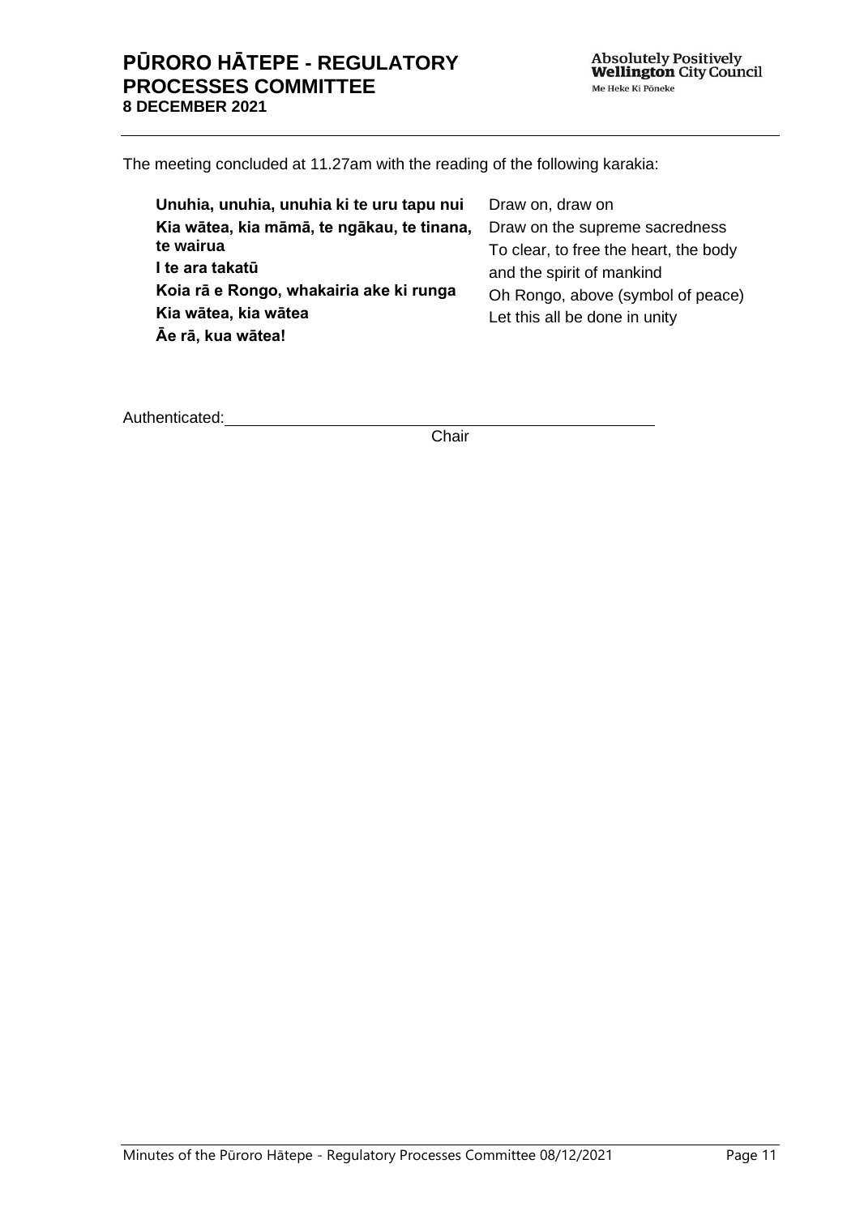The meeting concluded at 11.27am with the reading of the following karakia:

| | |
|---|---|
| **Unuhia, unuhia, unuhia ki te uru tapu nui** | Draw on, draw on |
| **Kia wātea, kia māmā, te ngākau, te tinana, te wairua** | Draw on the supreme sacredness |
| **I te ara takatū** | To clear, to free the heart, the body |
| **Koia rā e Rongo, whakairia ake ki runga** | and the spirit of mankind |
| **Kia wātea, kia wātea** | Oh Rongo, above (symbol of peace) |
| **Āe rā, kua wātea!** | Let this all be done in unity |

Authenticated: _______________________________________________
Chair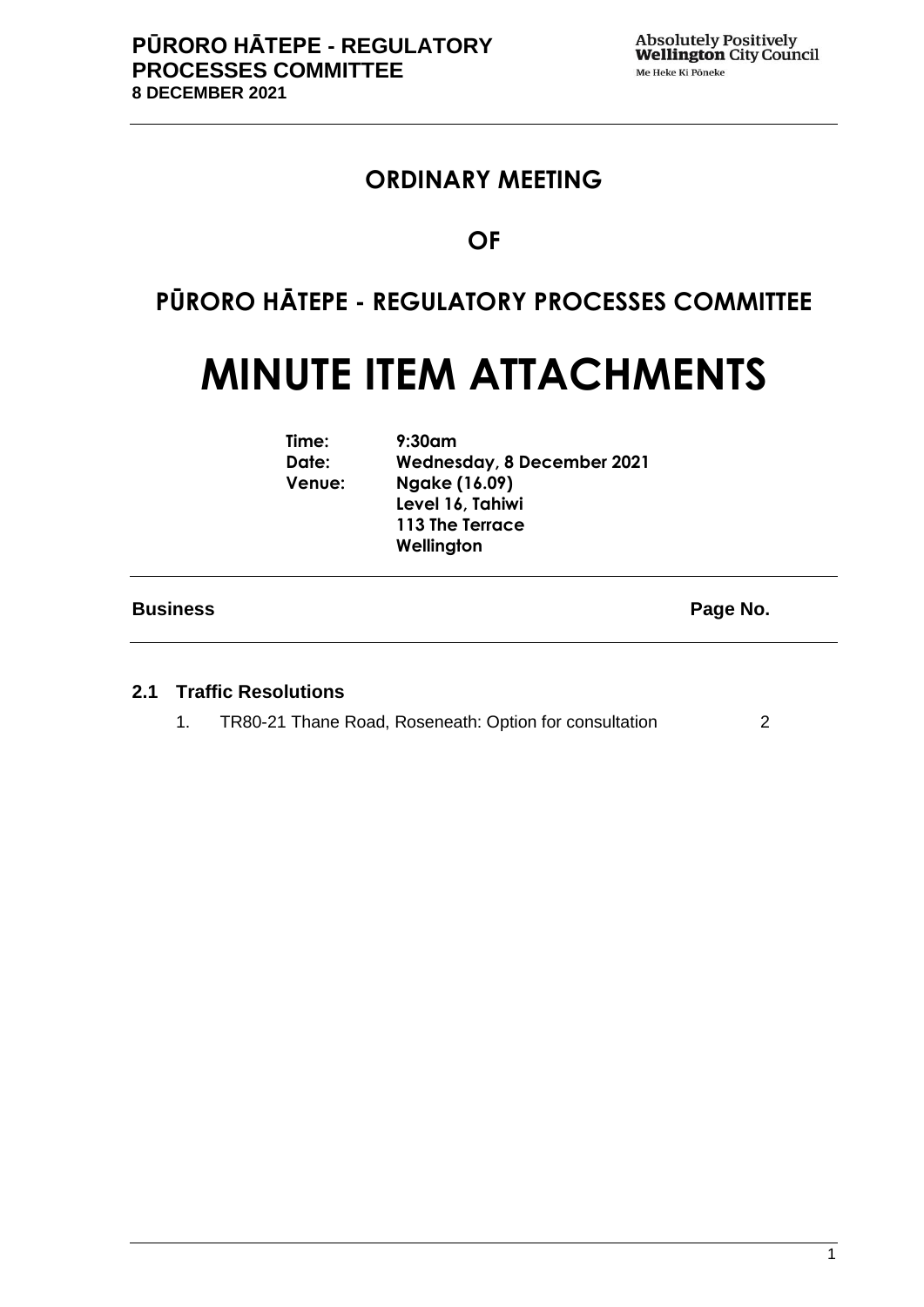# ORDINARY MEETING

# OF

# PŪRORO HĀTEPE - REGULATORY PROCESSES COMMITTEE

# MINUTE ITEM ATTACHMENTS

**Time:** 9:30am
**Date:** Wednesday, 8 December 2021
**Venue:** Ngake (16.09)
Level 16, Tahiwi
113 The Terrace
Wellington

| Business | Page No. |
|---|---|

**2.1 Traffic Resolutions**

| | |
|---|---|
| 1. TR80-21 Thane Road, Roseneath: Option for consultation | 2 |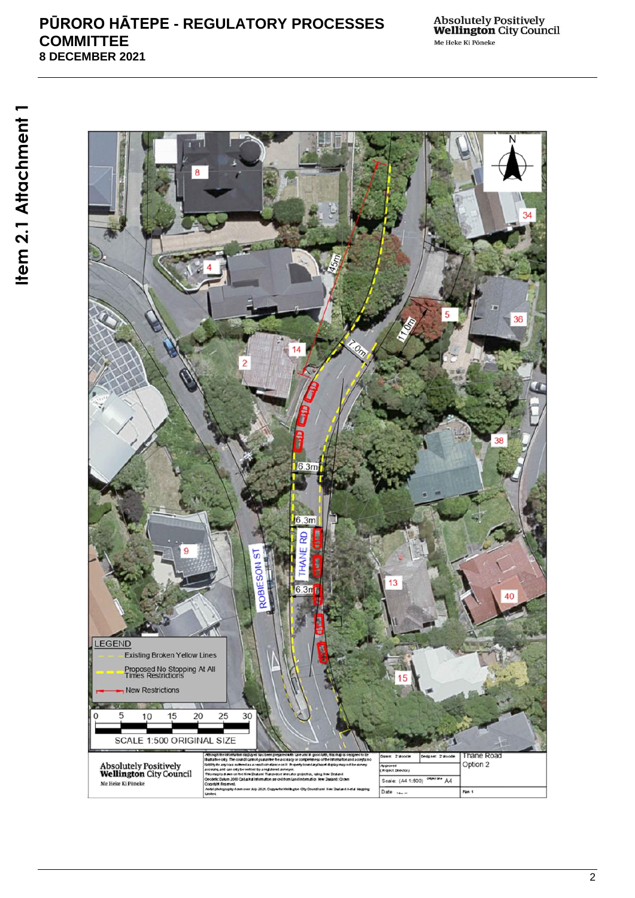LEGEND

Existing Broken Yellow Lines

Proposed No Stopping At All Times Restrictions

New Restrictions

0 5 10 15 20 25 30

SCALE 1:500 ORIGINAL SIZE

8

4

2

14

9

34

5

36

38

13

40

15

45m

11.0m

7.0m

6.3m

6.3m

6.3m

THANE RD

ROBIESON ST

N

Absolutely Positively **Wellington** City Council

Me Heke Ki Pōneke

Thane Road

Option 2

Scale: (A4 1:500) A4

Plan 1